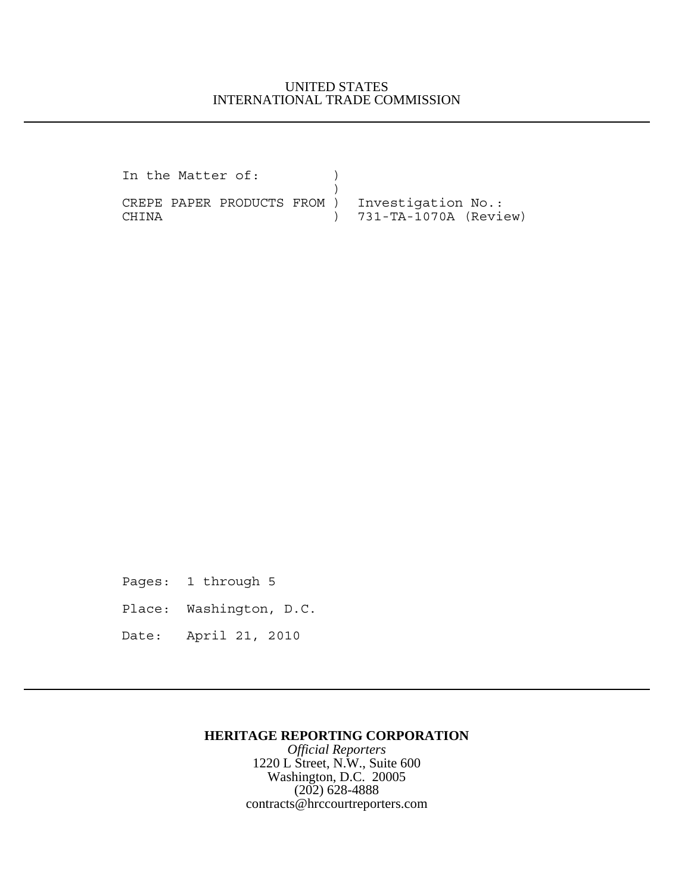UNITED STATES
INTERNATIONAL TRADE COMMISSION

---

```
In the Matter of:          )
                           )
CREPE PAPER PRODUCTS FROM  )  Investigation No.:
CHINA                      )  731-TA-1070A (Review)
```

Pages: 1 through 5

Place: Washington, D.C.

Date: April 21, 2010

---

**HERITAGE REPORTING CORPORATION**

*Official Reporters*

1220 L Street, N.W., Suite 600

Washington, D.C. 20005

(202) 628-4888

contracts@hrccourtreporters.com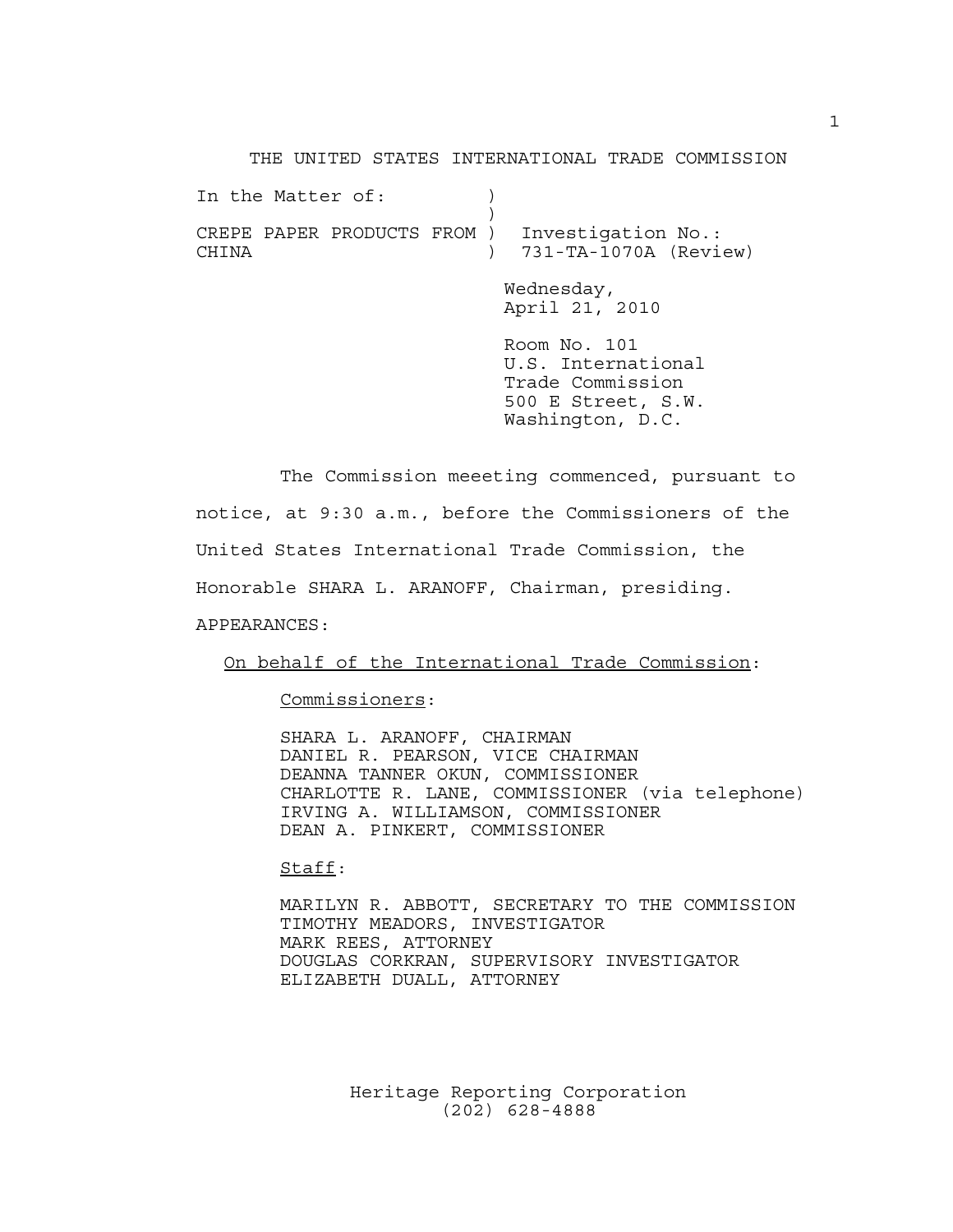THE UNITED STATES INTERNATIONAL TRADE COMMISSION

In the Matter of: )
)
CREPE PAPER PRODUCTS FROM ) Investigation No.:
CHINA ) 731-TA-1070A (Review)

Wednesday,
April 21, 2010

Room No. 101
U.S. International
Trade Commission
500 E Street, S.W.
Washington, D.C.

The Commission meeeting commenced, pursuant to notice, at 9:30 a.m., before the Commissioners of the United States International Trade Commission, the Honorable SHARA L. ARANOFF, Chairman, presiding.

APPEARANCES:

On behalf of the International Trade Commission:

Commissioners:

SHARA L. ARANOFF, CHAIRMAN
DANIEL R. PEARSON, VICE CHAIRMAN
DEANNA TANNER OKUN, COMMISSIONER
CHARLOTTE R. LANE, COMMISSIONER (via telephone)
IRVING A. WILLIAMSON, COMMISSIONER
DEAN A. PINKERT, COMMISSIONER

Staff:

MARILYN R. ABBOTT, SECRETARY TO THE COMMISSION
TIMOTHY MEADORS, INVESTIGATOR
MARK REES, ATTORNEY
DOUGLAS CORKRAN, SUPERVISORY INVESTIGATOR
ELIZABETH DUALL, ATTORNEY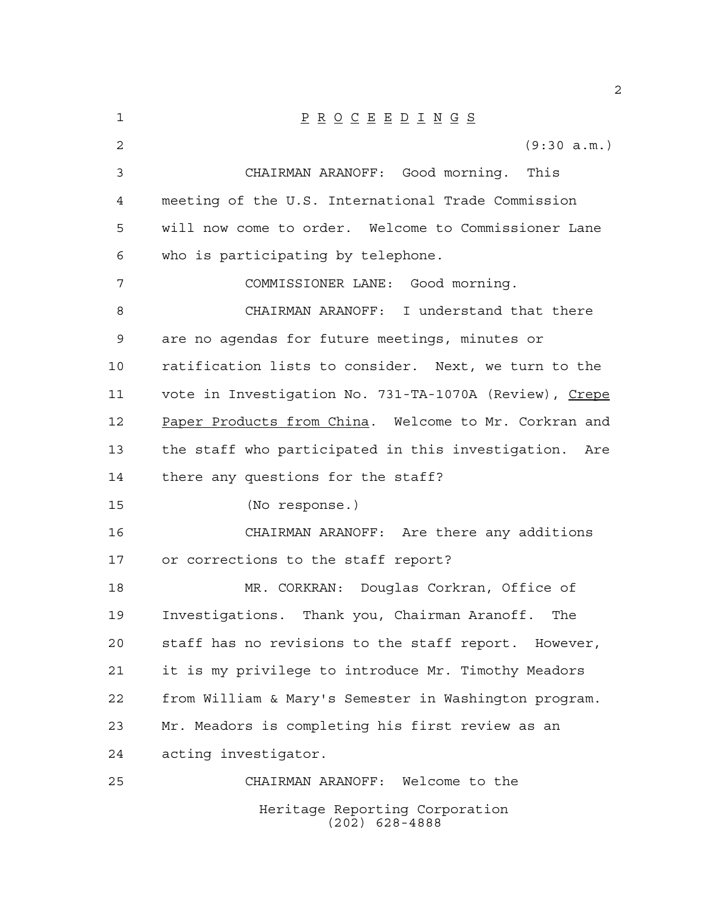# P R O C E E D I N G S

(9:30 a.m.)

CHAIRMAN ARANOFF: Good morning. This meeting of the U.S. International Trade Commission will now come to order. Welcome to Commissioner Lane who is participating by telephone.

COMMISSIONER LANE: Good morning.

CHAIRMAN ARANOFF: I understand that there are no agendas for future meetings, minutes or ratification lists to consider. Next, we turn to the vote in Investigation No. 731-TA-1070A (Review), Crepe Paper Products from China. Welcome to Mr. Corkran and the staff who participated in this investigation. Are there any questions for the staff?

(No response.)

CHAIRMAN ARANOFF: Are there any additions or corrections to the staff report?

MR. CORKRAN: Douglas Corkran, Office of Investigations. Thank you, Chairman Aranoff. The staff has no revisions to the staff report. However, it is my privilege to introduce Mr. Timothy Meadors from William & Mary's Semester in Washington program. Mr. Meadors is completing his first review as an acting investigator.

CHAIRMAN ARANOFF: Welcome to the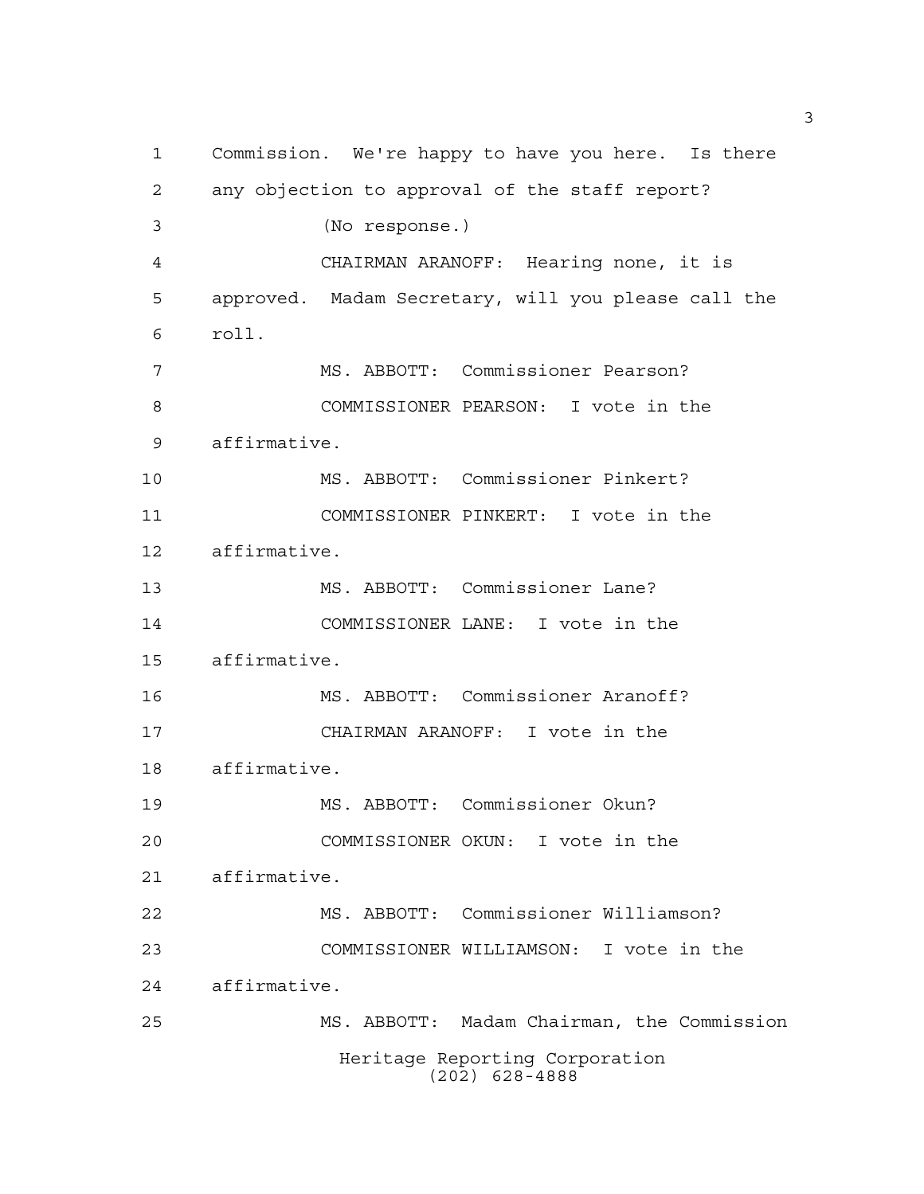Commission. We're happy to have you here. Is there any objection to approval of the staff report?

(No response.)

CHAIRMAN ARANOFF: Hearing none, it is approved. Madam Secretary, will you please call the roll.

MS. ABBOTT: Commissioner Pearson?

COMMISSIONER PEARSON: I vote in the affirmative.

MS. ABBOTT: Commissioner Pinkert?

COMMISSIONER PINKERT: I vote in the affirmative.

MS. ABBOTT: Commissioner Lane?

COMMISSIONER LANE: I vote in the affirmative.

MS. ABBOTT: Commissioner Aranoff?

CHAIRMAN ARANOFF: I vote in the affirmative.

MS. ABBOTT: Commissioner Okun?

COMMISSIONER OKUN: I vote in the affirmative.

MS. ABBOTT: Commissioner Williamson?

COMMISSIONER WILLIAMSON: I vote in the affirmative.

MS. ABBOTT: Madam Chairman, the Commission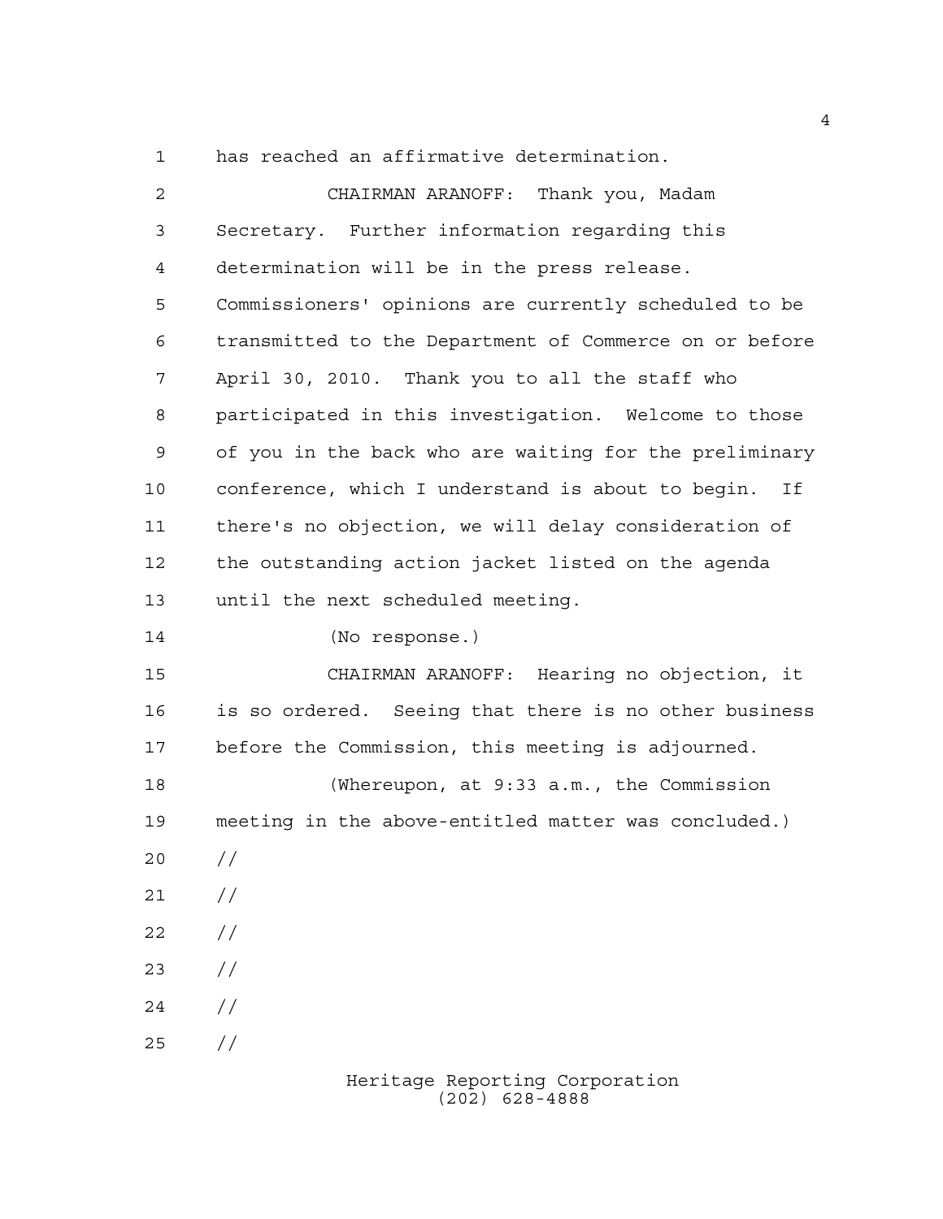has reached an affirmative determination.

CHAIRMAN ARANOFF: Thank you, Madam Secretary. Further information regarding this determination will be in the press release. Commissioners' opinions are currently scheduled to be transmitted to the Department of Commerce on or before April 30, 2010. Thank you to all the staff who participated in this investigation. Welcome to those of you in the back who are waiting for the preliminary conference, which I understand is about to begin. If there's no objection, we will delay consideration of the outstanding action jacket listed on the agenda until the next scheduled meeting.

(No response.)

CHAIRMAN ARANOFF: Hearing no objection, it is so ordered. Seeing that there is no other business before the Commission, this meeting is adjourned.

(Whereupon, at 9:33 a.m., the Commission meeting in the above-entitled matter was concluded.)

//

//

//

//

//

//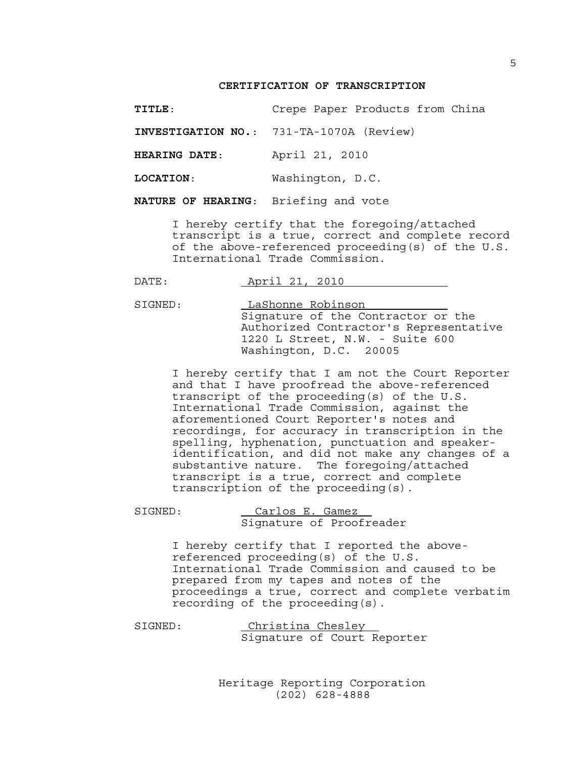## CERTIFICATION OF TRANSCRIPTION

**TITLE**: Crepe Paper Products from China

**INVESTIGATION NO.**: 731-TA-1070A (Review)

**HEARING DATE**: April 21, 2010

**LOCATION**: Washington, D.C.

**NATURE OF HEARING**: Briefing and vote

I hereby certify that the foregoing/attached transcript is a true, correct and complete record of the above-referenced proceeding(s) of the U.S. International Trade Commission.

DATE: April 21, 2010

SIGNED: LaShonne Robinson
Signature of the Contractor or the Authorized Contractor's Representative
1220 L Street, N.W. - Suite 600
Washington, D.C. 20005

I hereby certify that I am not the Court Reporter and that I have proofread the above-referenced transcript of the proceeding(s) of the U.S. International Trade Commission, against the aforementioned Court Reporter's notes and recordings, for accuracy in transcription in the spelling, hyphenation, punctuation and speaker-identification, and did not make any changes of a substantive nature. The foregoing/attached transcript is a true, correct and complete transcription of the proceeding(s).

SIGNED: Carlos E. Gamez
Signature of Proofreader

I hereby certify that I reported the above-referenced proceeding(s) of the U.S. International Trade Commission and caused to be prepared from my tapes and notes of the proceedings a true, correct and complete verbatim recording of the proceeding(s).

SIGNED: Christina Chesley
Signature of Court Reporter